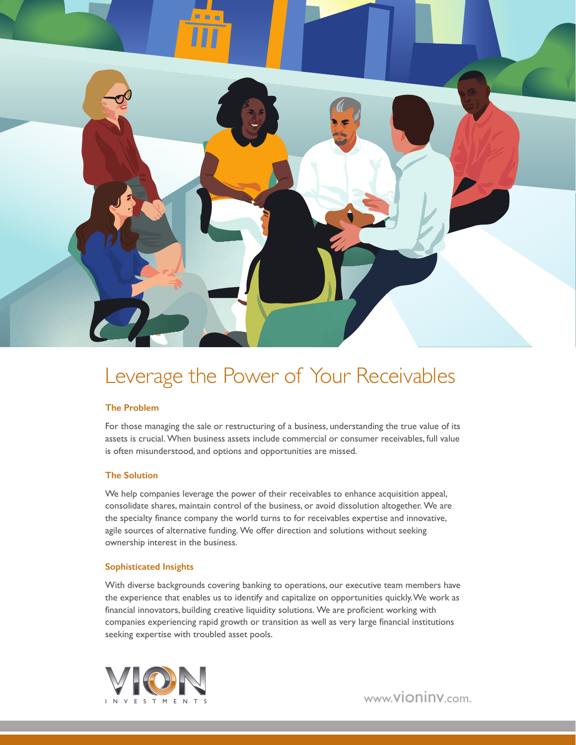# Leverage the Power of Your Receivables

### The Problem

For those managing the sale or restructuring of a business, understanding the true value of its assets is crucial. When business assets include commercial or consumer receivables, full value is often misunderstood, and options and opportunities are missed.

### The Solution

We help companies leverage the power of their receivables to enhance acquisition appeal, consolidate shares, maintain control of the business, or avoid dissolution altogether. We are the specialty finance company the world turns to for receivables expertise and innovative, agile sources of alternative funding. We offer direction and solutions without seeking ownership interest in the business.

### Sophisticated Insights

With diverse backgrounds covering banking to operations, our executive team members have the experience that enables us to identify and capitalize on opportunities quickly. We work as financial innovators, building creative liquidity solutions. We are proficient working with companies experiencing rapid growth or transition as well as very large financial institutions seeking expertise with troubled asset pools.

VION INVESTMENTS

www.vioninv.com.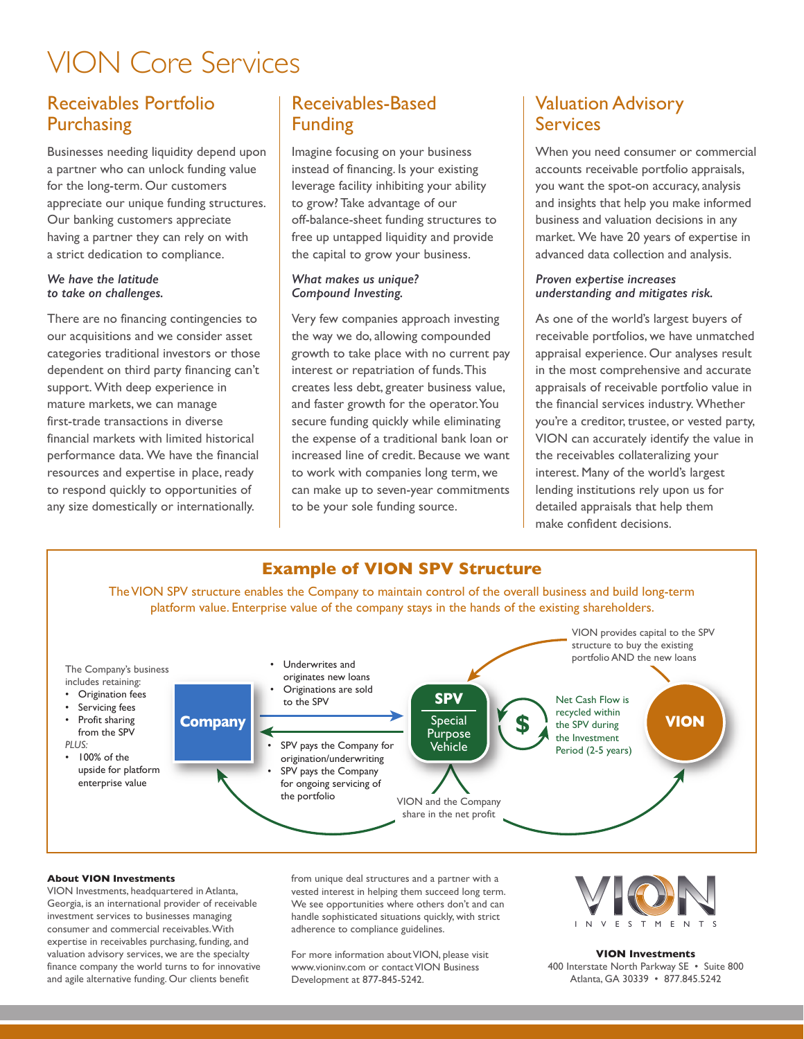# VION Core Services

## Receivables Portfolio Purchasing

Businesses needing liquidity depend upon a partner who can unlock funding value for the long-term. Our customers appreciate our unique funding structures. Our banking customers appreciate having a partner they can rely on with a strict dedication to compliance.

***We have the latitude to take on challenges.***

There are no financing contingencies to our acquisitions and we consider asset categories traditional investors or those dependent on third party financing can't support. With deep experience in mature markets, we can manage first-trade transactions in diverse financial markets with limited historical performance data. We have the financial resources and expertise in place, ready to respond quickly to opportunities of any size domestically or internationally.

## Receivables-Based Funding

Imagine focusing on your business instead of financing. Is your existing leverage facility inhibiting your ability to grow? Take advantage of our off-balance-sheet funding structures to free up untapped liquidity and provide the capital to grow your business.

***What makes us unique? Compound Investing.***

Very few companies approach investing the way we do, allowing compounded growth to take place with no current pay interest or repatriation of funds. This creates less debt, greater business value, and faster growth for the operator. You secure funding quickly while eliminating the expense of a traditional bank loan or increased line of credit. Because we want to work with companies long term, we can make up to seven-year commitments to be your sole funding source.

## Valuation Advisory Services

When you need consumer or commercial accounts receivable portfolio appraisals, you want the spot-on accuracy, analysis and insights that help you make informed business and valuation decisions in any market. We have 20 years of expertise in advanced data collection and analysis.

***Proven expertise increases understanding and mitigates risk.***

As one of the world's largest buyers of receivable portfolios, we have unmatched appraisal experience. Our analyses result in the most comprehensive and accurate appraisals of receivable portfolio value in the financial services industry. Whether you're a creditor, trustee, or vested party, VION can accurately identify the value in the receivables collateralizing your interest. Many of the world's largest lending institutions rely upon us for detailed appraisals that help them make confident decisions.

## Example of VION SPV Structure

The VION SPV structure enables the Company to maintain control of the overall business and build long-term platform value. Enterprise value of the company stays in the hands of the existing shareholders.

The Company's business includes retaining:
- Origination fees
- Servicing fees
- Profit sharing from the SPV

*PLUS:*
- 100% of the upside for platform enterprise value

Company

- Underwrites and originates new loans
- Originations are sold to the SPV

- SPV pays the Company for origination/underwriting
- SPV pays the Company for ongoing servicing of the portfolio

SPV
Special Purpose Vehicle

$

Net Cash Flow is recycled within the SPV during the Investment Period (2-5 years)

VION provides capital to the SPV structure to buy the existing portfolio AND the new loans

VION

VION and the Company share in the net profit

**About VION Investments**
VION Investments, headquartered in Atlanta, Georgia, is an international provider of receivable investment services to businesses managing consumer and commercial receivables. With expertise in receivables purchasing, funding, and valuation advisory services, we are the specialty finance company the world turns to for innovative and agile alternative funding. Our clients benefit from unique deal structures and a partner with a vested interest in helping them succeed long term. We see opportunities where others don't and can handle sophisticated situations quickly, with strict adherence to compliance guidelines.

For more information about VION, please visit www.vioninv.com or contact VION Business Development at 877-845-5242.

VION INVESTMENTS

**VION Investments**
400 Interstate North Parkway SE • Suite 800
Atlanta, GA 30339 • 877.845.5242